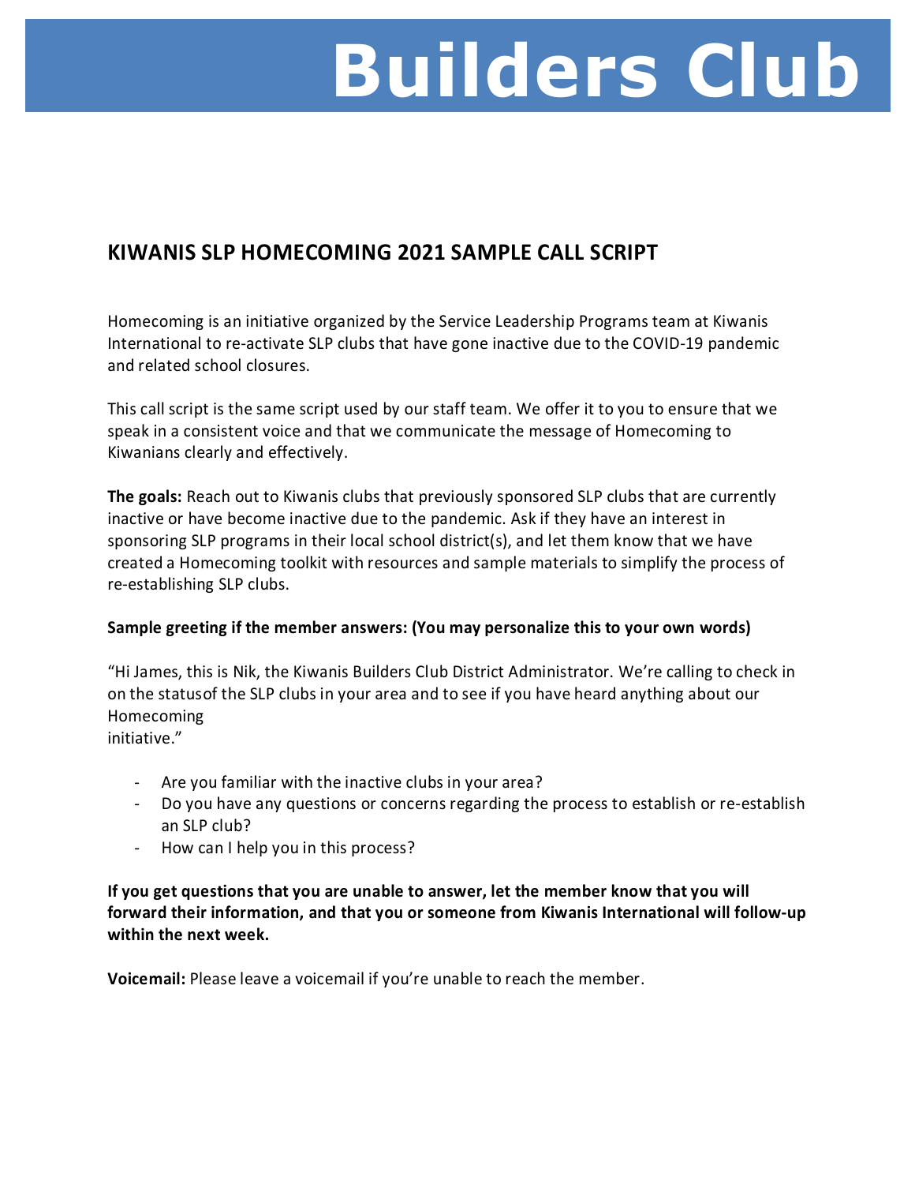# Builders Club

## KIWANIS SLP HOMECOMING 2021 SAMPLE CALL SCRIPT

Homecoming is an initiative organized by the Service Leadership Programs team at Kiwanis International to re-activate SLP clubs that have gone inactive due to the COVID-19 pandemic and related school closures.

This call script is the same script used by our staff team. We offer it to you to ensure that we speak in a consistent voice and that we communicate the message of Homecoming to Kiwanians clearly and effectively.

**The goals:** Reach out to Kiwanis clubs that previously sponsored SLP clubs that are currently inactive or have become inactive due to the pandemic. Ask if they have an interest in sponsoring SLP programs in their local school district(s), and let them know that we have created a Homecoming toolkit with resources and sample materials to simplify the process of re-establishing SLP clubs.

**Sample greeting if the member answers: (You may personalize this to your own words)**

"Hi James, this is Nik, the Kiwanis Builders Club District Administrator. We're calling to check in on the statusof the SLP clubs in your area and to see if you have heard anything about our Homecoming initiative."

- Are you familiar with the inactive clubs in your area?
- Do you have any questions or concerns regarding the process to establish or re-establish an SLP club?
- How can I help you in this process?

**If you get questions that you are unable to answer, let the member know that you will forward their information, and that you or someone from Kiwanis International will follow-up within the next week.**

**Voicemail:** Please leave a voicemail if you're unable to reach the member.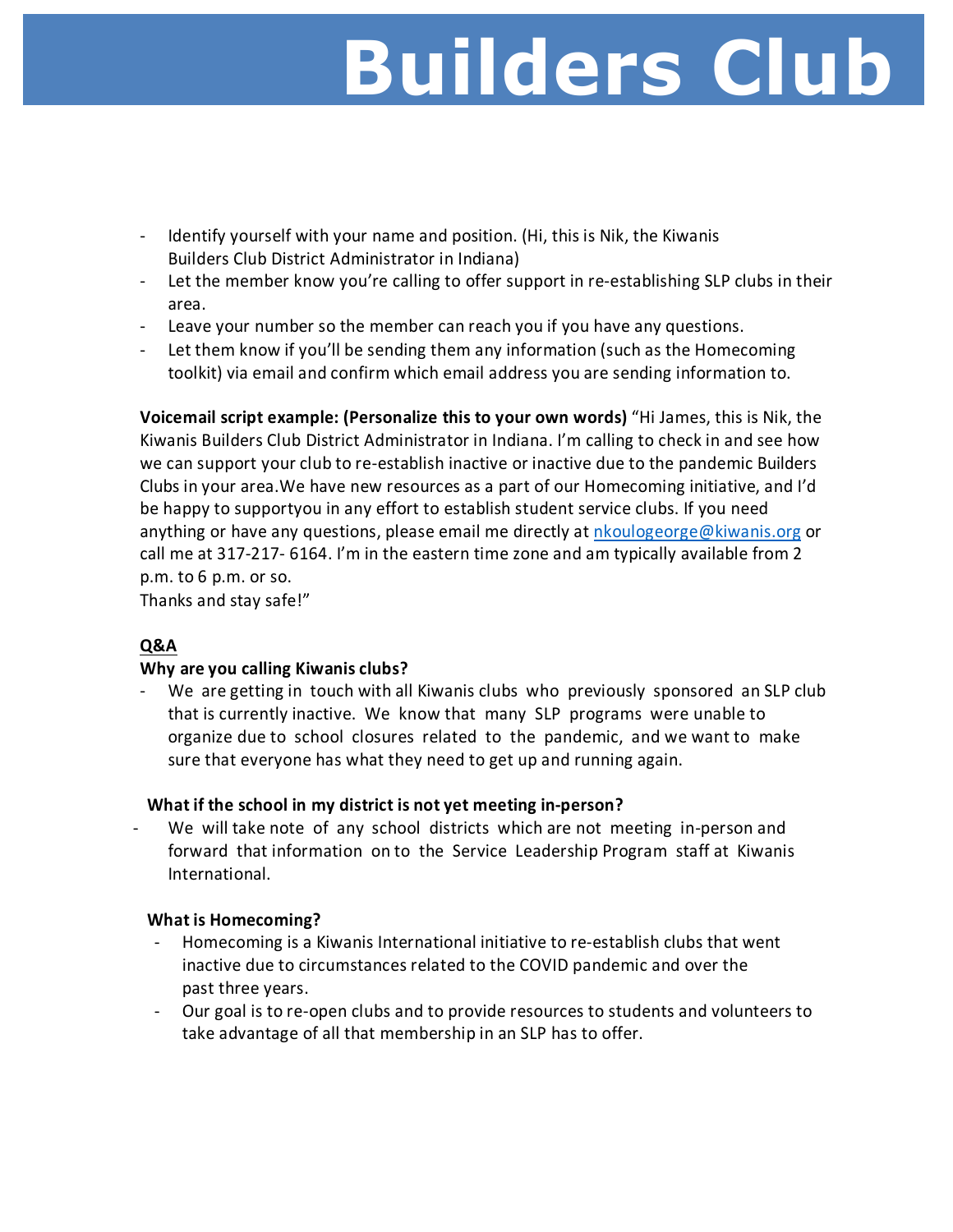# Builders Club

- Identify yourself with your name and position. (Hi, this is Nik, the Kiwanis Builders Club District Administrator in Indiana)
- Let the member know you're calling to offer support in re-establishing SLP clubs in their area.
- Leave your number so the member can reach you if you have any questions.
- Let them know if you'll be sending them any information (such as the Homecoming toolkit) via email and confirm which email address you are sending information to.

**Voicemail script example: (Personalize this to your own words)** "Hi James, this is Nik, the Kiwanis Builders Club District Administrator in Indiana. I'm calling to check in and see how we can support your club to re-establish inactive or inactive due to the pandemic Builders Clubs in your area.We have new resources as a part of our Homecoming initiative, and I'd be happy to supportyou in any effort to establish student service clubs. If you need anything or have any questions, please email me directly at nkoulogeorge@kiwanis.org or call me at 317-217- 6164. I'm in the eastern time zone and am typically available from 2 p.m. to 6 p.m. or so.
Thanks and stay safe!"

**Q&A**

**Why are you calling Kiwanis clubs?**

- We are getting in touch with all Kiwanis clubs who previously sponsored an SLP club that is currently inactive. We know that many SLP programs were unable to organize due to school closures related to the pandemic, and we want to make sure that everyone has what they need to get up and running again.

**What if the school in my district is not yet meeting in-person?**

- We will take note of any school districts which are not meeting in-person and forward that information on to the Service Leadership Program staff at Kiwanis International.

**What is Homecoming?**

- Homecoming is a Kiwanis International initiative to re-establish clubs that went inactive due to circumstances related to the COVID pandemic and over the past three years.
- Our goal is to re-open clubs and to provide resources to students and volunteers to take advantage of all that membership in an SLP has to offer.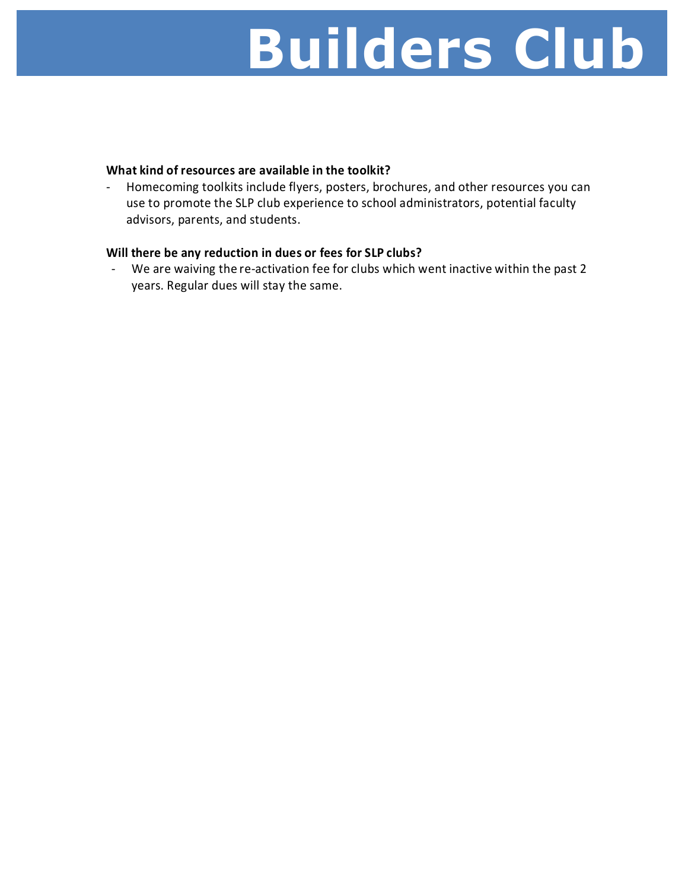# Builders Club

**What kind of resources are available in the toolkit?**

- Homecoming toolkits include flyers, posters, brochures, and other resources you can use to promote the SLP club experience to school administrators, potential faculty advisors, parents, and students.

**Will there be any reduction in dues or fees for SLP clubs?**

- We are waiving the re-activation fee for clubs which went inactive within the past 2 years. Regular dues will stay the same.